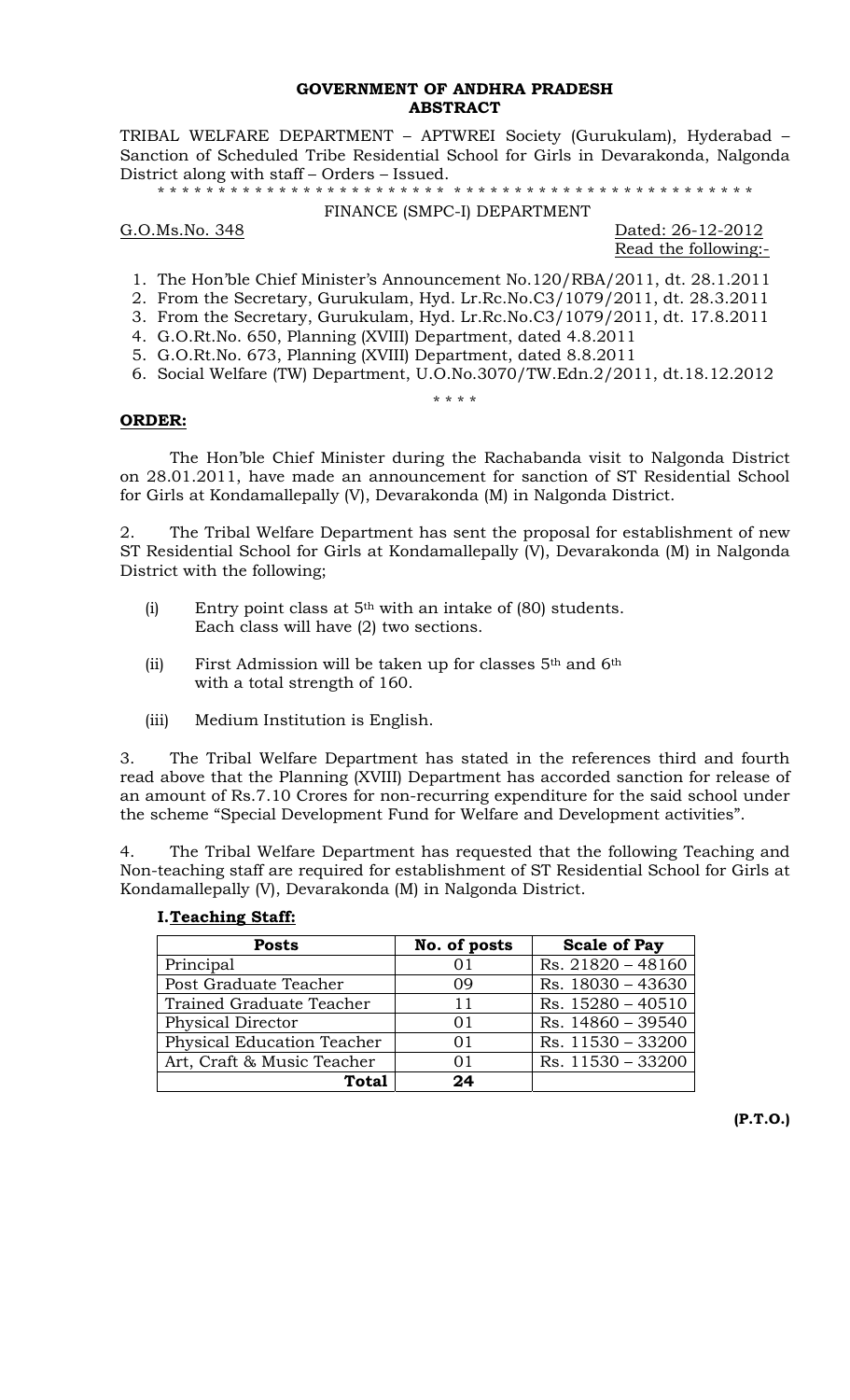**GOVERNMENT OF ANDHRA PRADESH**
**ABSTRACT**

TRIBAL WELFARE DEPARTMENT – APTWREI Society (Gurukulam), Hyderabad – Sanction of Scheduled Tribe Residential School for Girls in Devarakonda, Nalgonda District along with staff – Orders – Issued.

* * * * * * * * * * * * * * * * * * * * * * * * * * * * * * * * * * * * * * * * * * * * * * * * *

FINANCE (SMPC-I) DEPARTMENT

G.O.Ms.No. 348 Dated: 26-12-2012

Read the following:-

1. The Hon'ble Chief Minister's Announcement No.120/RBA/2011, dt. 28.1.2011
2. From the Secretary, Gurukulam, Hyd. Lr.Rc.No.C3/1079/2011, dt. 28.3.2011
3. From the Secretary, Gurukulam, Hyd. Lr.Rc.No.C3/1079/2011, dt. 17.8.2011
4. G.O.Rt.No. 650, Planning (XVIII) Department, dated 4.8.2011
5. G.O.Rt.No. 673, Planning (XVIII) Department, dated 8.8.2011
6. Social Welfare (TW) Department, U.O.No.3070/TW.Edn.2/2011, dt.18.12.2012

* * * *

**ORDER:**

The Hon'ble Chief Minister during the Rachabanda visit to Nalgonda District on 28.01.2011, have made an announcement for sanction of ST Residential School for Girls at Kondamallepally (V), Devarakonda (M) in Nalgonda District.

2. The Tribal Welfare Department has sent the proposal for establishment of new ST Residential School for Girls at Kondamallepally (V), Devarakonda (M) in Nalgonda District with the following;

(i) Entry point class at 5th with an intake of (80) students. Each class will have (2) two sections.

(ii) First Admission will be taken up for classes 5th and 6th with a total strength of 160.

(iii) Medium Institution is English.

3. The Tribal Welfare Department has stated in the references third and fourth read above that the Planning (XVIII) Department has accorded sanction for release of an amount of Rs.7.10 Crores for non-recurring expenditure for the said school under the scheme "Special Development Fund for Welfare and Development activities".

4. The Tribal Welfare Department has requested that the following Teaching and Non-teaching staff are required for establishment of ST Residential School for Girls at Kondamallepally (V), Devarakonda (M) in Nalgonda District.

**I. Teaching Staff:**

| Posts | No. of posts | Scale of Pay |
|---|---|---|
| Principal | 01 | Rs. 21820 – 48160 |
| Post Graduate Teacher | 09 | Rs. 18030 – 43630 |
| Trained Graduate Teacher | 11 | Rs. 15280 – 40510 |
| Physical Director | 01 | Rs. 14860 – 39540 |
| Physical Education Teacher | 01 | Rs. 11530 – 33200 |
| Art, Craft & Music Teacher | 01 | Rs. 11530 – 33200 |
| **Total** | **24** | |

**(P.T.O.)**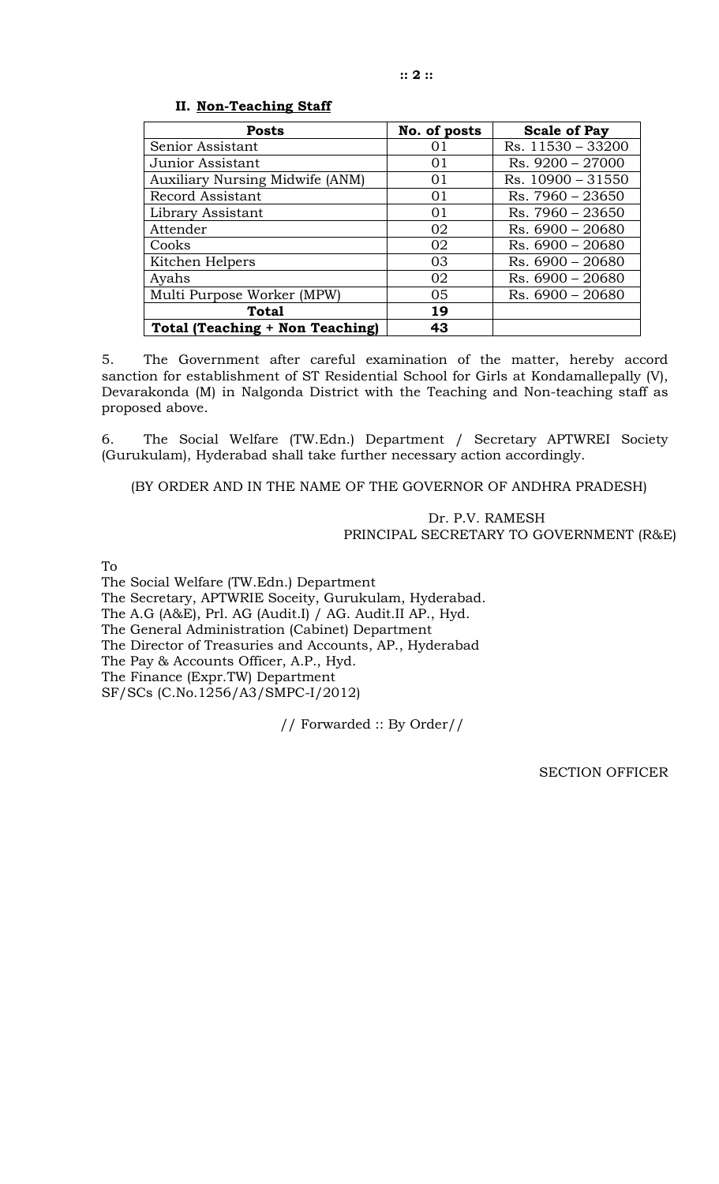### II. Non-Teaching Staff

| Posts | No. of posts | Scale of Pay |
|---|---|---|
| Senior Assistant | 01 | Rs. 11530 – 33200 |
| Junior Assistant | 01 | Rs. 9200 – 27000 |
| Auxiliary Nursing Midwife (ANM) | 01 | Rs. 10900 – 31550 |
| Record Assistant | 01 | Rs. 7960 – 23650 |
| Library Assistant | 01 | Rs. 7960 – 23650 |
| Attender | 02 | Rs. 6900 – 20680 |
| Cooks | 02 | Rs. 6900 – 20680 |
| Kitchen Helpers | 03 | Rs. 6900 – 20680 |
| Ayahs | 02 | Rs. 6900 – 20680 |
| Multi Purpose Worker (MPW) | 05 | Rs. 6900 – 20680 |
| **Total** | **19** | |
| **Total (Teaching + Non Teaching)** | **43** | |

5. The Government after careful examination of the matter, hereby accord sanction for establishment of ST Residential School for Girls at Kondamallepally (V), Devarakonda (M) in Nalgonda District with the Teaching and Non-teaching staff as proposed above.

6. The Social Welfare (TW.Edn.) Department / Secretary APTWREI Society (Gurukulam), Hyderabad shall take further necessary action accordingly.

(BY ORDER AND IN THE NAME OF THE GOVERNOR OF ANDHRA PRADESH)

Dr. P.V. RAMESH
PRINCIPAL SECRETARY TO GOVERNMENT (R&E)

To
The Social Welfare (TW.Edn.) Department
The Secretary, APTWRIE Soceity, Gurukulam, Hyderabad.
The A.G (A&E), Prl. AG (Audit.I) / AG. Audit.II AP., Hyd.
The General Administration (Cabinet) Department
The Director of Treasuries and Accounts, AP., Hyderabad
The Pay & Accounts Officer, A.P., Hyd.
The Finance (Expr.TW) Department
SF/SCs (C.No.1256/A3/SMPC-I/2012)

// Forwarded :: By Order//

SECTION OFFICER